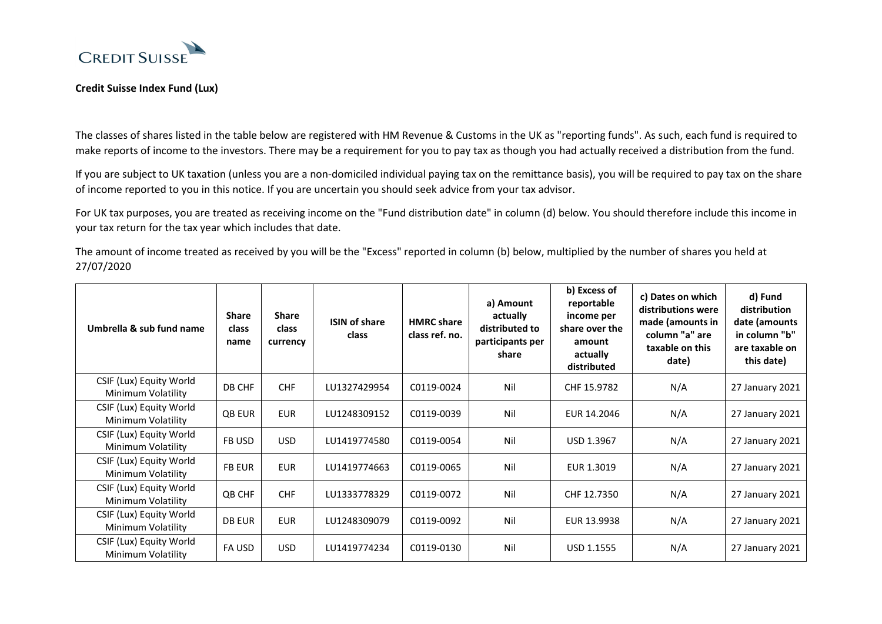**Credit Suisse Index Fund (Lux)**

The classes of shares listed in the table below are registered with HM Revenue & Customs in the UK as "reporting funds". As such, each fund is required to make reports of income to the investors. There may be a requirement for you to pay tax as though you had actually received a distribution from the fund.

If you are subject to UK taxation (unless you are a non-domiciled individual paying tax on the remittance basis), you will be required to pay tax on the share of income reported to you in this notice. If you are uncertain you should seek advice from your tax advisor.

For UK tax purposes, you are treated as receiving income on the "Fund distribution date" in column (d) below. You should therefore include this income in your tax return for the tax year which includes that date.

The amount of income treated as received by you will be the "Excess" reported in column (b) below, multiplied by the number of shares you held at 27/07/2020

| Umbrella & sub fund name | Share class name | Share class currency | ISIN of share class | HMRC share class ref. no. | a) Amount actually distributed to participants per share | b) Excess of reportable income per share over the amount actually distributed | c) Dates on which distributions were made (amounts in column "a" are taxable on this date) | d) Fund distribution date (amounts in column "b" are taxable on this date) |
|---|---|---|---|---|---|---|---|---|
| CSIF (Lux) Equity World Minimum Volatility | DB CHF | CHF | LU1327429954 | C0119-0024 | Nil | CHF 15.9782 | N/A | 27 January 2021 |
| CSIF (Lux) Equity World Minimum Volatility | QB EUR | EUR | LU1248309152 | C0119-0039 | Nil | EUR 14.2046 | N/A | 27 January 2021 |
| CSIF (Lux) Equity World Minimum Volatility | FB USD | USD | LU1419774580 | C0119-0054 | Nil | USD 1.3967 | N/A | 27 January 2021 |
| CSIF (Lux) Equity World Minimum Volatility | FB EUR | EUR | LU1419774663 | C0119-0065 | Nil | EUR 1.3019 | N/A | 27 January 2021 |
| CSIF (Lux) Equity World Minimum Volatility | QB CHF | CHF | LU1333778329 | C0119-0072 | Nil | CHF 12.7350 | N/A | 27 January 2021 |
| CSIF (Lux) Equity World Minimum Volatility | DB EUR | EUR | LU1248309079 | C0119-0092 | Nil | EUR 13.9938 | N/A | 27 January 2021 |
| CSIF (Lux) Equity World Minimum Volatility | FA USD | USD | LU1419774234 | C0119-0130 | Nil | USD 1.1555 | N/A | 27 January 2021 |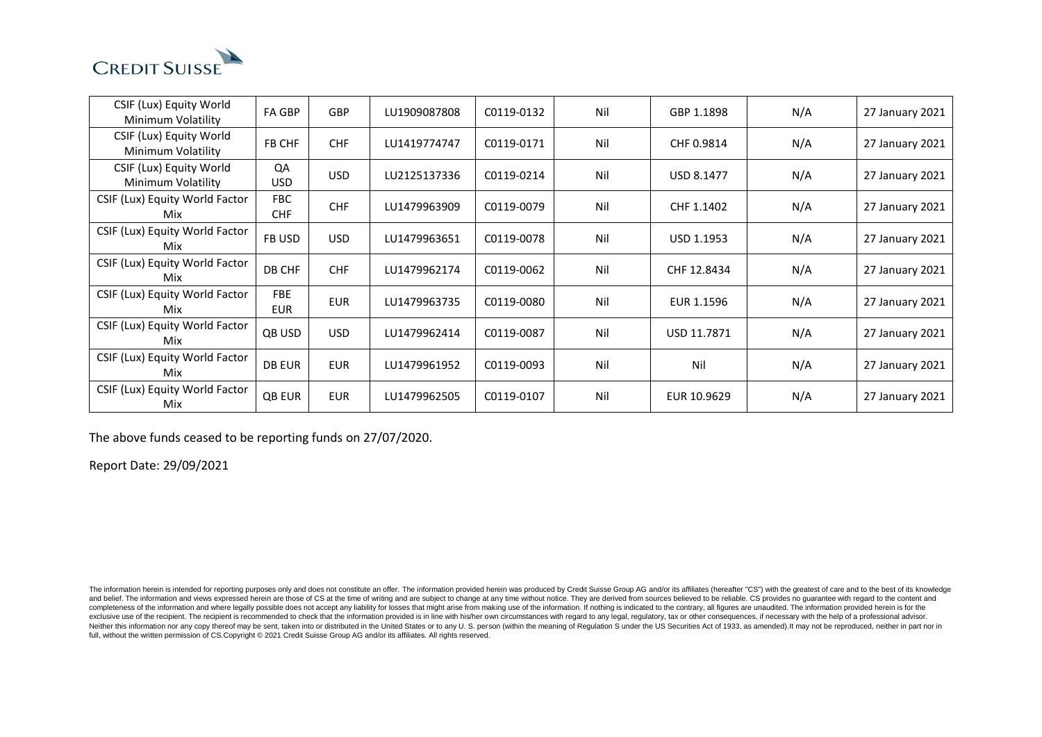| | | | | | | | | |
|---|---|---|---|---|---|---|---|---|
| CSIF (Lux) Equity World Minimum Volatility | FA GBP | GBP | LU1909087808 | C0119-0132 | Nil | GBP 1.1898 | N/A | 27 January 2021 |
| CSIF (Lux) Equity World Minimum Volatility | FB CHF | CHF | LU1419774747 | C0119-0171 | Nil | CHF 0.9814 | N/A | 27 January 2021 |
| CSIF (Lux) Equity World Minimum Volatility | QA USD | USD | LU2125137336 | C0119-0214 | Nil | USD 8.1477 | N/A | 27 January 2021 |
| CSIF (Lux) Equity World Factor Mix | FBC CHF | CHF | LU1479963909 | C0119-0079 | Nil | CHF 1.1402 | N/A | 27 January 2021 |
| CSIF (Lux) Equity World Factor Mix | FB USD | USD | LU1479963651 | C0119-0078 | Nil | USD 1.1953 | N/A | 27 January 2021 |
| CSIF (Lux) Equity World Factor Mix | DB CHF | CHF | LU1479962174 | C0119-0062 | Nil | CHF 12.8434 | N/A | 27 January 2021 |
| CSIF (Lux) Equity World Factor Mix | FBE EUR | EUR | LU1479963735 | C0119-0080 | Nil | EUR 1.1596 | N/A | 27 January 2021 |
| CSIF (Lux) Equity World Factor Mix | QB USD | USD | LU1479962414 | C0119-0087 | Nil | USD 11.7871 | N/A | 27 January 2021 |
| CSIF (Lux) Equity World Factor Mix | DB EUR | EUR | LU1479961952 | C0119-0093 | Nil | Nil | N/A | 27 January 2021 |
| CSIF (Lux) Equity World Factor Mix | QB EUR | EUR | LU1479962505 | C0119-0107 | Nil | EUR 10.9629 | N/A | 27 January 2021 |

The above funds ceased to be reporting funds on 27/07/2020.

Report Date: 29/09/2021

The information herein is intended for reporting purposes only and does not constitute an offer. The information provided herein was produced by Credit Suisse Group AG and/or its affiliates (hereafter "CS") with the greatest of care and to the best of its knowledge and belief. The information and views expressed herein are those of CS at the time of writing and are subject to change at any time without notice. They are derived from sources believed to be reliable. CS provides no guarantee with regard to the content and completeness of the information and where legally possible does not accept any liability for losses that might arise from making use of the information. If nothing is indicated to the contrary, all figures are unaudited. The information provided herein is for the exclusive use of the recipient. The recipient is recommended to check that the information provided is in line with his/her own circumstances with regard to any legal, regulatory, tax or other consequences, if necessary with the help of a professional advisor. Neither this information nor any copy thereof may be sent, taken into or distributed in the United States or to any U. S. person (within the meaning of Regulation S under the US Securities Act of 1933, as amended).It may not be reproduced, neither in part nor in full, without the written permission of CS.Copyright © 2021 Credit Suisse Group AG and/or its affiliates. All rights reserved.